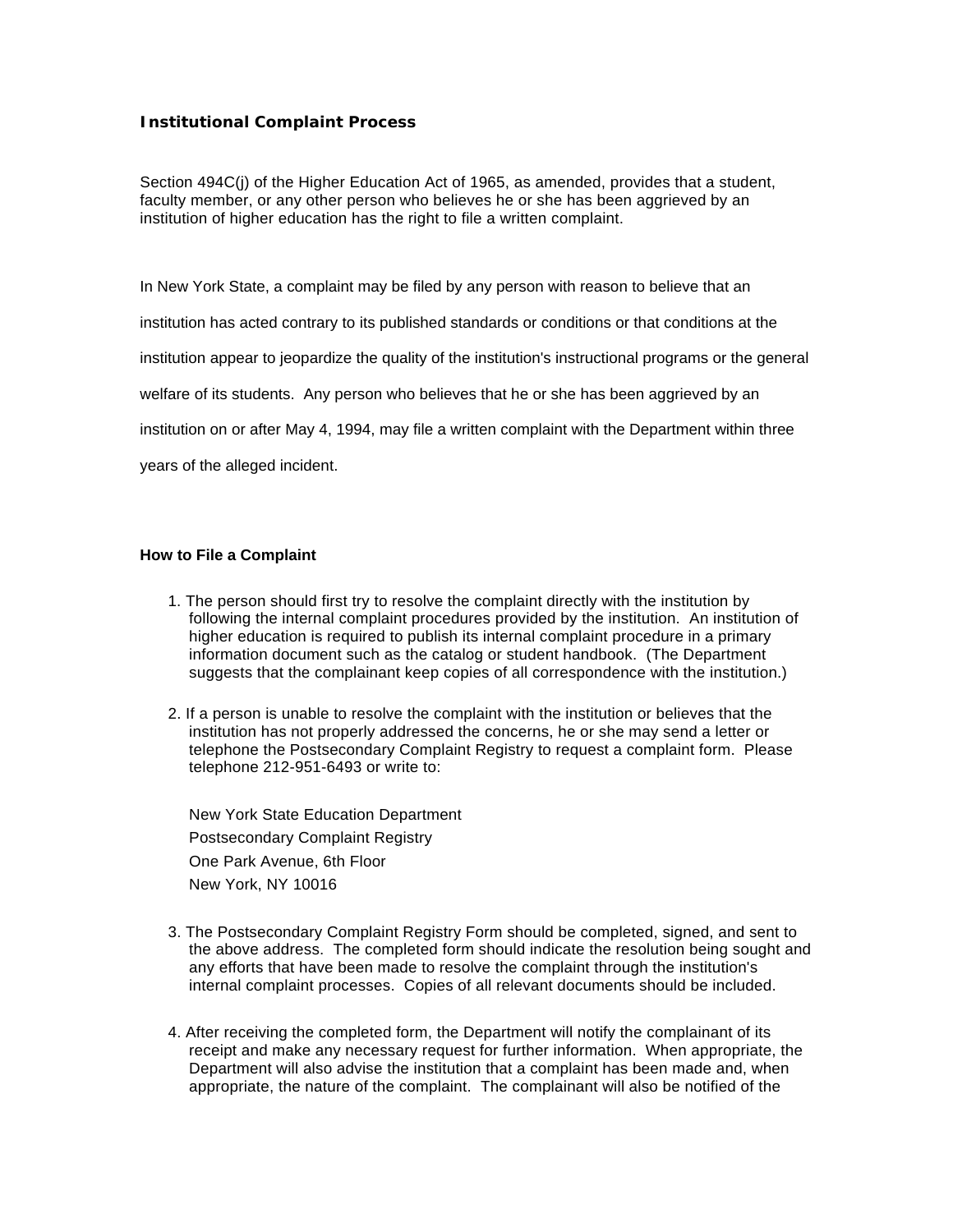## Institutional Complaint Process

Section 494C(j) of the Higher Education Act of 1965, as amended, provides that a student, faculty member, or any other person who believes he or she has been aggrieved by an institution of higher education has the right to file a written complaint.

In New York State, a complaint may be filed by any person with reason to believe that an institution has acted contrary to its published standards or conditions or that conditions at the institution appear to jeopardize the quality of the institution's instructional programs or the general welfare of its students. Any person who believes that he or she has been aggrieved by an institution on or after May 4, 1994, may file a written complaint with the Department within three years of the alleged incident.

### How to File a Complaint

1. The person should first try to resolve the complaint directly with the institution by following the internal complaint procedures provided by the institution. An institution of higher education is required to publish its internal complaint procedure in a primary information document such as the catalog or student handbook. (The Department suggests that the complainant keep copies of all correspondence with the institution.)

2. If a person is unable to resolve the complaint with the institution or believes that the institution has not properly addressed the concerns, he or she may send a letter or telephone the Postsecondary Complaint Registry to request a complaint form. Please telephone 212-951-6493 or write to:

   New York State Education Department
   Postsecondary Complaint Registry
   One Park Avenue, 6th Floor
   New York, NY 10016

3. The Postsecondary Complaint Registry Form should be completed, signed, and sent to the above address. The completed form should indicate the resolution being sought and any efforts that have been made to resolve the complaint through the institution's internal complaint processes. Copies of all relevant documents should be included.

4. After receiving the completed form, the Department will notify the complainant of its receipt and make any necessary request for further information. When appropriate, the Department will also advise the institution that a complaint has been made and, when appropriate, the nature of the complaint. The complainant will also be notified of the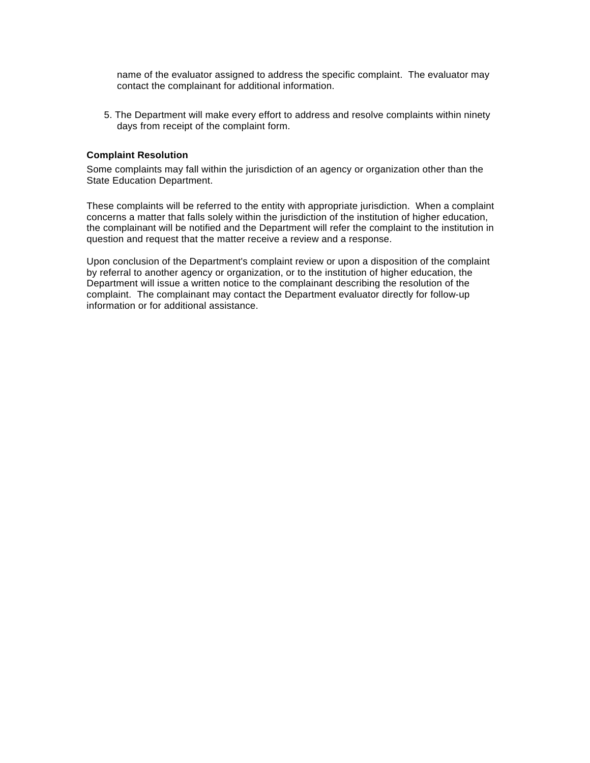name of the evaluator assigned to address the specific complaint. The evaluator may contact the complainant for additional information.

5. The Department will make every effort to address and resolve complaints within ninety days from receipt of the complaint form.

**Complaint Resolution**

Some complaints may fall within the jurisdiction of an agency or organization other than the State Education Department.

These complaints will be referred to the entity with appropriate jurisdiction. When a complaint concerns a matter that falls solely within the jurisdiction of the institution of higher education, the complainant will be notified and the Department will refer the complaint to the institution in question and request that the matter receive a review and a response.

Upon conclusion of the Department's complaint review or upon a disposition of the complaint by referral to another agency or organization, or to the institution of higher education, the Department will issue a written notice to the complainant describing the resolution of the complaint. The complainant may contact the Department evaluator directly for follow-up information or for additional assistance.